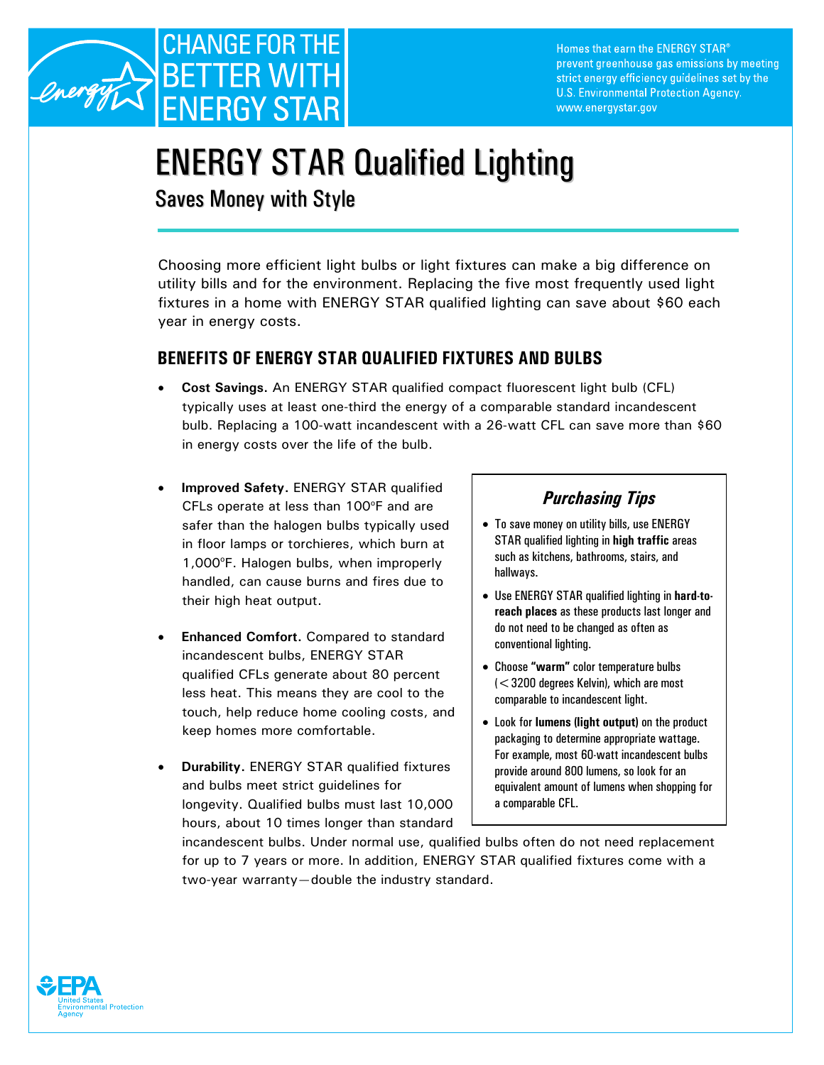CHANGE FOR THE BETTER WITH ENERGY STAR

Homes that earn the ENERGY STAR® prevent greenhouse gas emissions by meeting strict energy efficiency guidelines set by the U.S. Environmental Protection Agency. www.energystar.gov

# ENERGY STAR Qualified Lighting

## Saves Money with Style

Choosing more efficient light bulbs or light fixtures can make a big difference on utility bills and for the environment. Replacing the five most frequently used light fixtures in a home with ENERGY STAR qualified lighting can save about $60 each year in energy costs.

### BENEFITS OF ENERGY STAR QUALIFIED FIXTURES AND BULBS

- **Cost Savings.** An ENERGY STAR qualified compact fluorescent light bulb (CFL) typically uses at least one-third the energy of a comparable standard incandescent bulb. Replacing a 100-watt incandescent with a 26-watt CFL can save more than $60 in energy costs over the life of the bulb.

- **Improved Safety.** ENERGY STAR qualified CFLs operate at less than 100°F and are safer than the halogen bulbs typically used in floor lamps or torchieres, which burn at 1,000°F. Halogen bulbs, when improperly handled, can cause burns and fires due to their high heat output.

- **Enhanced Comfort.** Compared to standard incandescent bulbs, ENERGY STAR qualified CFLs generate about 80 percent less heat. This means they are cool to the touch, help reduce home cooling costs, and keep homes more comfortable.

- **Durability.** ENERGY STAR qualified fixtures and bulbs meet strict guidelines for longevity. Qualified bulbs must last 10,000 hours, about 10 times longer than standard incandescent bulbs. Under normal use, qualified bulbs often do not need replacement for up to 7 years or more. In addition, ENERGY STAR qualified fixtures come with a two-year warranty—double the industry standard.

### *Purchasing Tips*

- To save money on utility bills, use ENERGY STAR qualified lighting in **high traffic** areas such as kitchens, bathrooms, stairs, and hallways.
- Use ENERGY STAR qualified lighting in **hard-to-reach places** as these products last longer and do not need to be changed as often as conventional lighting.
- Choose **"warm"** color temperature bulbs (< 3200 degrees Kelvin), which are most comparable to incandescent light.
- Look for **lumens (light output)** on the product packaging to determine appropriate wattage. For example, most 60-watt incandescent bulbs provide around 800 lumens, so look for an equivalent amount of lumens when shopping for a comparable CFL.

EPA United States Environmental Protection Agency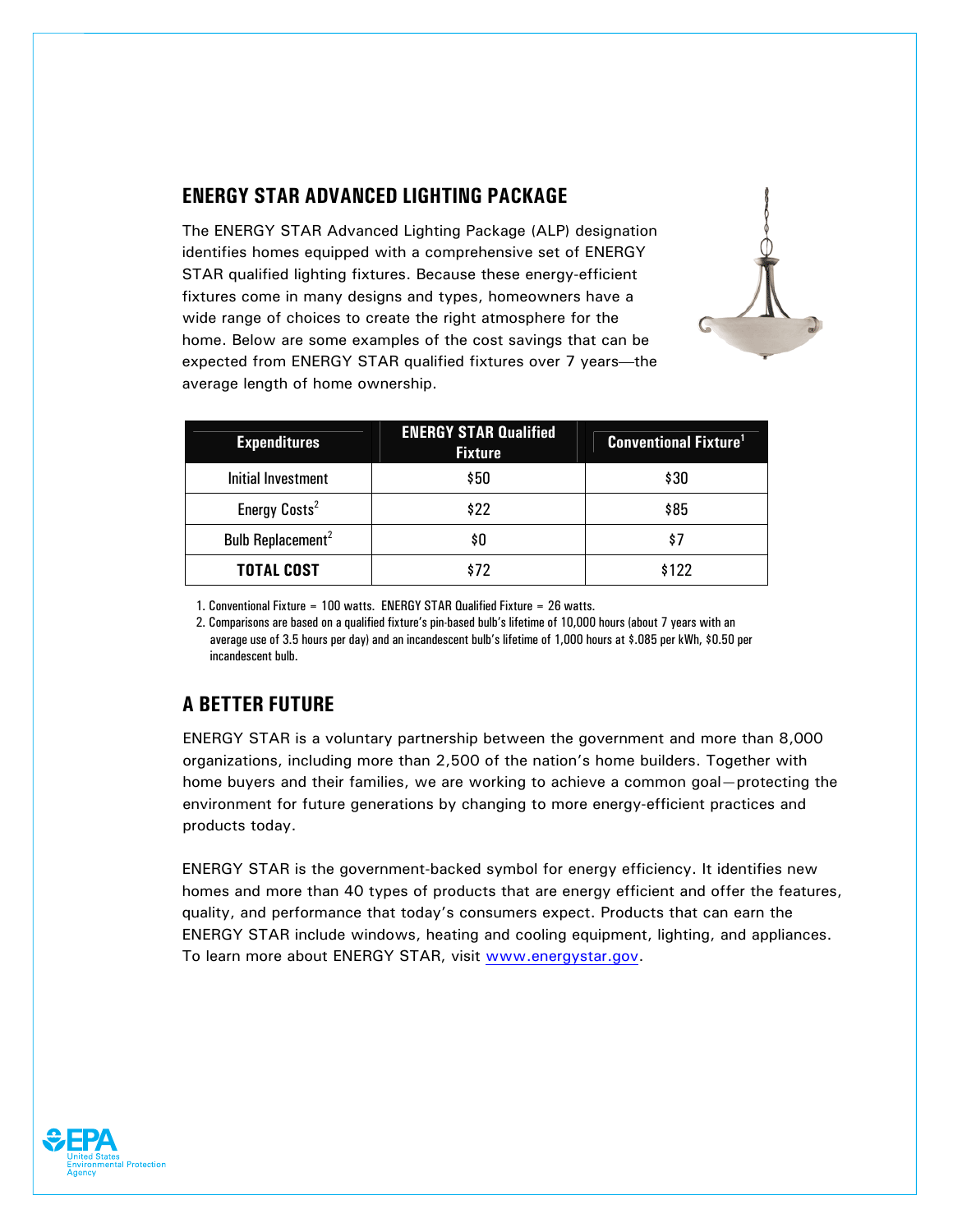## ENERGY STAR ADVANCED LIGHTING PACKAGE

The ENERGY STAR Advanced Lighting Package (ALP) designation identifies homes equipped with a comprehensive set of ENERGY STAR qualified lighting fixtures. Because these energy-efficient fixtures come in many designs and types, homeowners have a wide range of choices to create the right atmosphere for the home. Below are some examples of the cost savings that can be expected from ENERGY STAR qualified fixtures over 7 years—the average length of home ownership.

| Expenditures | ENERGY STAR Qualified Fixture | Conventional Fixture[1] |
|---|---|---|
| Initial Investment | $50 | $30 |
| Energy Costs[2] | $22 | $85 |
| Bulb Replacement[2] | $0 | $7 |
| **TOTAL COST** | $72 | $122 |

1. Conventional Fixture = 100 watts. ENERGY STAR Qualified Fixture = 26 watts.
2. Comparisons are based on a qualified fixture's pin-based bulb's lifetime of 10,000 hours (about 7 years with an average use of 3.5 hours per day) and an incandescent bulb's lifetime of 1,000 hours at $.085 per kWh, $0.50 per incandescent bulb.

## A BETTER FUTURE

ENERGY STAR is a voluntary partnership between the government and more than 8,000 organizations, including more than 2,500 of the nation's home builders. Together with home buyers and their families, we are working to achieve a common goal—protecting the environment for future generations by changing to more energy-efficient practices and products today.

ENERGY STAR is the government-backed symbol for energy efficiency. It identifies new homes and more than 40 types of products that are energy efficient and offer the features, quality, and performance that today's consumers expect. Products that can earn the ENERGY STAR include windows, heating and cooling equipment, lighting, and appliances. To learn more about ENERGY STAR, visit www.energystar.gov.

EPA United States Environmental Protection Agency